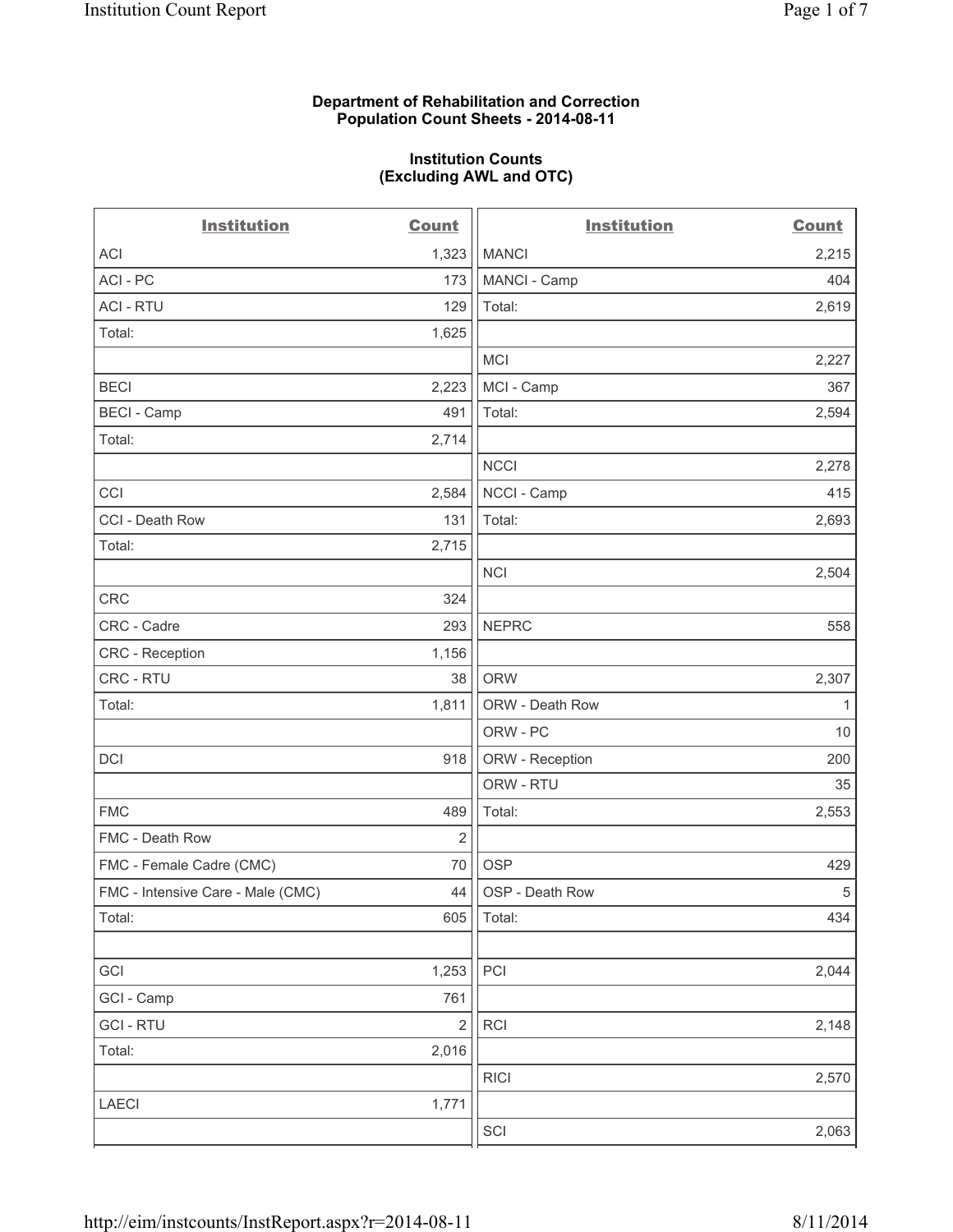**Department of Rehabilitation and Correction**
**Population Count Sheets - 2014-08-11**

**Institution Counts**
**(Excluding AWL and OTC)**

| Institution | Count | Institution | Count |
|---|---|---|---|
| ACI | 1,323 | MANCI | 2,215 |
| ACI - PC | 173 | MANCI - Camp | 404 |
| ACI - RTU | 129 | Total: | 2,619 |
| Total: | 1,625 | | |
| | | MCI | 2,227 |
| BECI | 2,223 | MCI - Camp | 367 |
| BECI - Camp | 491 | Total: | 2,594 |
| Total: | 2,714 | | |
| | | NCCI | 2,278 |
| CCI | 2,584 | NCCI - Camp | 415 |
| CCI - Death Row | 131 | Total: | 2,693 |
| Total: | 2,715 | | |
| | | NCI | 2,504 |
| CRC | 324 | | |
| CRC - Cadre | 293 | NEPRC | 558 |
| CRC - Reception | 1,156 | | |
| CRC - RTU | 38 | ORW | 2,307 |
| Total: | 1,811 | ORW - Death Row | 1 |
| | | ORW - PC | 10 |
| DCI | 918 | ORW - Reception | 200 |
| | | ORW - RTU | 35 |
| FMC | 489 | Total: | 2,553 |
| FMC - Death Row | 2 | | |
| FMC - Female Cadre (CMC) | 70 | OSP | 429 |
| FMC - Intensive Care - Male (CMC) | 44 | OSP - Death Row | 5 |
| Total: | 605 | Total: | 434 |
| | | | |
| GCI | 1,253 | PCI | 2,044 |
| GCI - Camp | 761 | | |
| GCI - RTU | 2 | RCI | 2,148 |
| Total: | 2,016 | | |
| | | RICI | 2,570 |
| LAECI | 1,771 | | |
| | | SCI | 2,063 |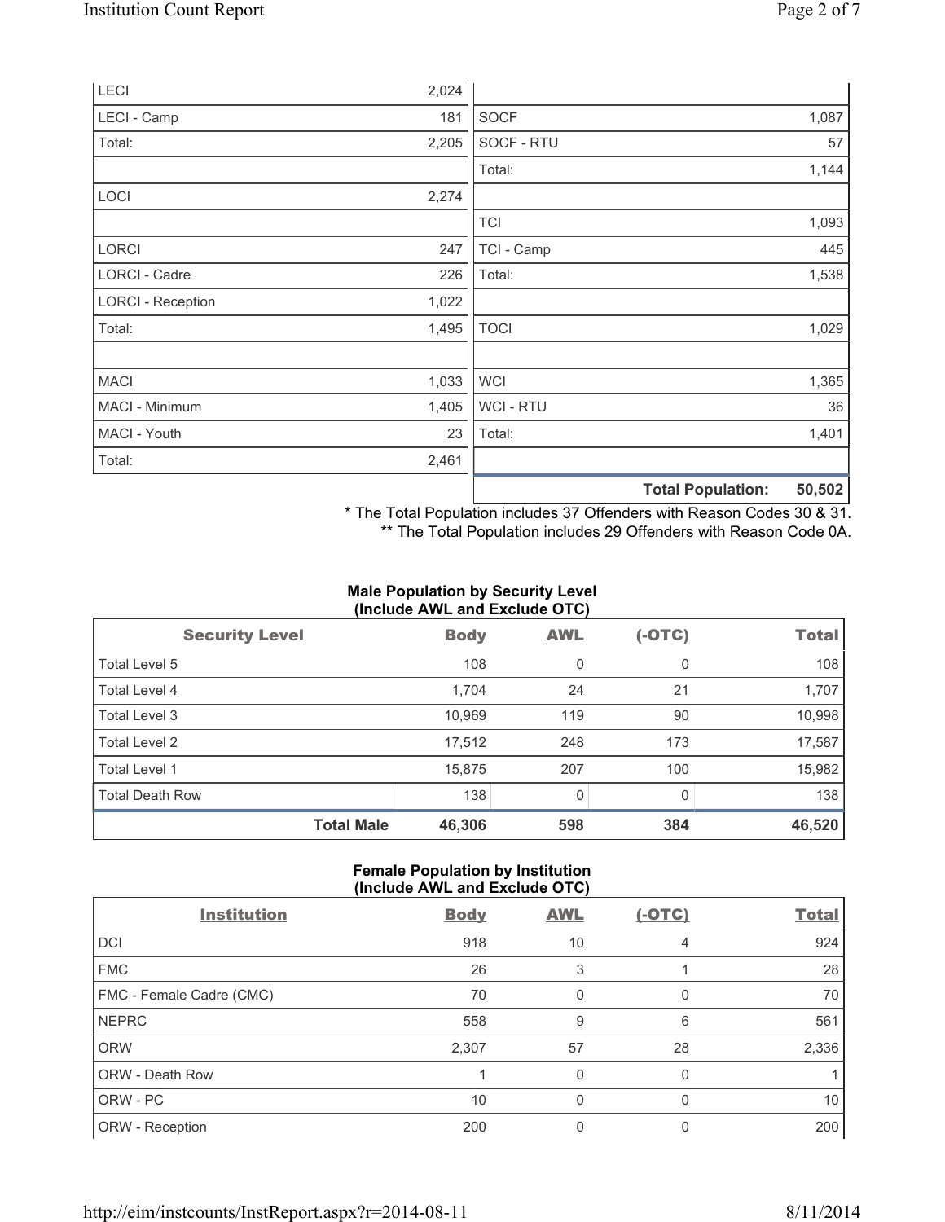| | | | |
|---|---|---|---|
| LECI | 2,024 | | |
| LECI - Camp | 181 | SOCF | 1,087 |
| Total: | 2,205 | SOCF - RTU | 57 |
| | | Total: | 1,144 |
| LOCI | 2,274 | | |
| | | TCI | 1,093 |
| LORCI | 247 | TCI - Camp | 445 |
| LORCI - Cadre | 226 | Total: | 1,538 |
| LORCI - Reception | 1,022 | | |
| Total: | 1,495 | TOCI | 1,029 |
| | | | |
| MACI | 1,033 | WCI | 1,365 |
| MACI - Minimum | 1,405 | WCI - RTU | 36 |
| MACI - Youth | 23 | Total: | 1,401 |
| Total: | 2,461 | | |
| | | **Total Population:** | **50,502** |

\* The Total Population includes 37 Offenders with Reason Codes 30 & 31.
\*\* The Total Population includes 29 Offenders with Reason Code 0A.

**Male Population by Security Level (Include AWL and Exclude OTC)**

| Security Level | Body | AWL | (-OTC) | Total |
|---|---|---|---|---|
| Total Level 5 | 108 | 0 | 0 | 108 |
| Total Level 4 | 1,704 | 24 | 21 | 1,707 |
| Total Level 3 | 10,969 | 119 | 90 | 10,998 |
| Total Level 2 | 17,512 | 248 | 173 | 17,587 |
| Total Level 1 | 15,875 | 207 | 100 | 15,982 |
| Total Death Row | 138 | 0 | 0 | 138 |
| **Total Male** | **46,306** | **598** | **384** | **46,520** |

**Female Population by Institution (Include AWL and Exclude OTC)**

| Institution | Body | AWL | (-OTC) | Total |
|---|---|---|---|---|
| DCI | 918 | 10 | 4 | 924 |
| FMC | 26 | 3 | 1 | 28 |
| FMC - Female Cadre (CMC) | 70 | 0 | 0 | 70 |
| NEPRC | 558 | 9 | 6 | 561 |
| ORW | 2,307 | 57 | 28 | 2,336 |
| ORW - Death Row | 1 | 0 | 0 | 1 |
| ORW - PC | 10 | 0 | 0 | 10 |
| ORW - Reception | 200 | 0 | 0 | 200 |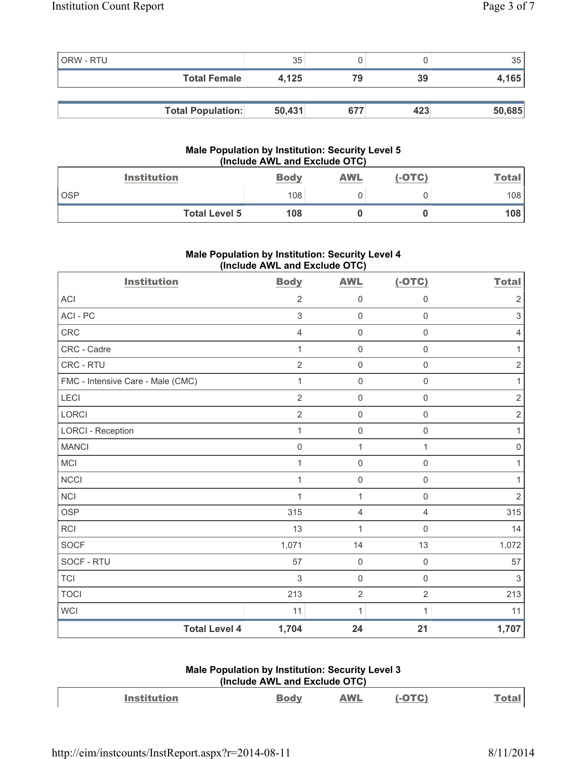| | | | | |
|---|---|---|---|---|
| ORW - RTU | 35 | 0 | 0 | 35 |
| **Total Female** | **4,125** | **79** | **39** | **4,165** |

| | | | | |
|---|---|---|---|---|
| **Total Population:** | **50,431** | **677** | **423** | **50,685** |

### Male Population by Institution: Security Level 5 (Include AWL and Exclude OTC)

| Institution | Body | AWL | (-OTC) | Total |
|---|---|---|---|---|
| OSP | 108 | 0 | 0 | 108 |
| **Total Level 5** | **108** | **0** | **0** | **108** |

### Male Population by Institution: Security Level 4 (Include AWL and Exclude OTC)

| Institution | Body | AWL | (-OTC) | Total |
|---|---|---|---|---|
| ACI | 2 | 0 | 0 | 2 |
| ACI - PC | 3 | 0 | 0 | 3 |
| CRC | 4 | 0 | 0 | 4 |
| CRC - Cadre | 1 | 0 | 0 | 1 |
| CRC - RTU | 2 | 0 | 0 | 2 |
| FMC - Intensive Care - Male (CMC) | 1 | 0 | 0 | 1 |
| LECI | 2 | 0 | 0 | 2 |
| LORCI | 2 | 0 | 0 | 2 |
| LORCI - Reception | 1 | 0 | 0 | 1 |
| MANCI | 0 | 1 | 1 | 0 |
| MCI | 1 | 0 | 0 | 1 |
| NCCI | 1 | 0 | 0 | 1 |
| NCI | 1 | 1 | 0 | 2 |
| OSP | 315 | 4 | 4 | 315 |
| RCI | 13 | 1 | 0 | 14 |
| SOCF | 1,071 | 14 | 13 | 1,072 |
| SOCF - RTU | 57 | 0 | 0 | 57 |
| TCI | 3 | 0 | 0 | 3 |
| TOCI | 213 | 2 | 2 | 213 |
| WCI | 11 | 1 | 1 | 11 |
| **Total Level 4** | **1,704** | **24** | **21** | **1,707** |

### Male Population by Institution: Security Level 3 (Include AWL and Exclude OTC)

| Institution | Body | AWL | (-OTC) | Total |
|---|---|---|---|---|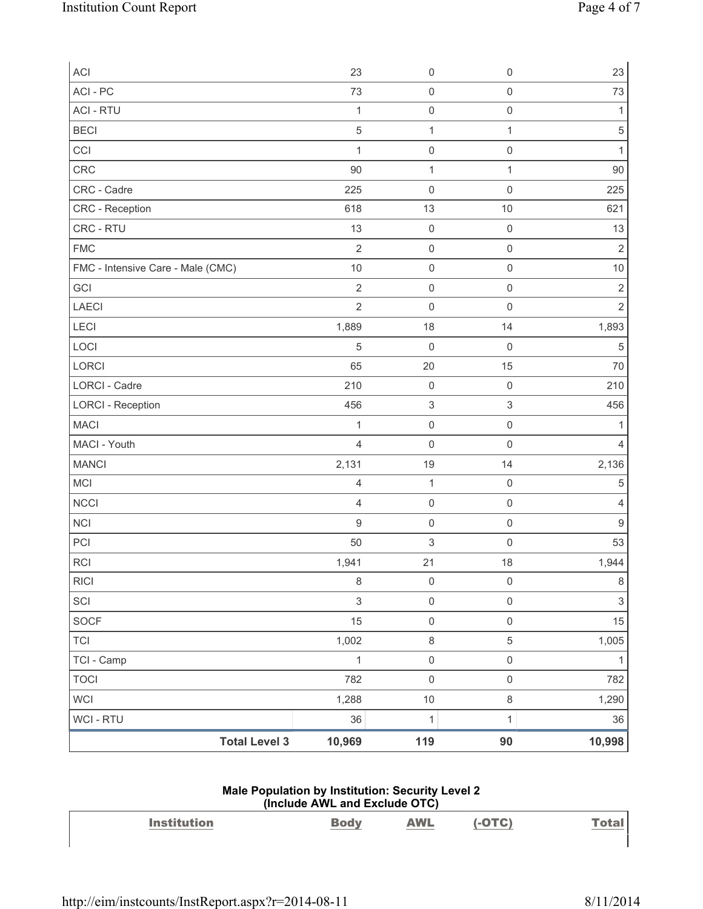| | | | | |
|---|---|---|---|---|
| ACI | 23 | 0 | 0 | 23 |
| ACI - PC | 73 | 0 | 0 | 73 |
| ACI - RTU | 1 | 0 | 0 | 1 |
| BECI | 5 | 1 | 1 | 5 |
| CCI | 1 | 0 | 0 | 1 |
| CRC | 90 | 1 | 1 | 90 |
| CRC - Cadre | 225 | 0 | 0 | 225 |
| CRC - Reception | 618 | 13 | 10 | 621 |
| CRC - RTU | 13 | 0 | 0 | 13 |
| FMC | 2 | 0 | 0 | 2 |
| FMC - Intensive Care - Male (CMC) | 10 | 0 | 0 | 10 |
| GCI | 2 | 0 | 0 | 2 |
| LAECI | 2 | 0 | 0 | 2 |
| LECI | 1,889 | 18 | 14 | 1,893 |
| LOCI | 5 | 0 | 0 | 5 |
| LORCI | 65 | 20 | 15 | 70 |
| LORCI - Cadre | 210 | 0 | 0 | 210 |
| LORCI - Reception | 456 | 3 | 3 | 456 |
| MACI | 1 | 0 | 0 | 1 |
| MACI - Youth | 4 | 0 | 0 | 4 |
| MANCI | 2,131 | 19 | 14 | 2,136 |
| MCI | 4 | 1 | 0 | 5 |
| NCCI | 4 | 0 | 0 | 4 |
| NCI | 9 | 0 | 0 | 9 |
| PCI | 50 | 3 | 0 | 53 |
| RCI | 1,941 | 21 | 18 | 1,944 |
| RICI | 8 | 0 | 0 | 8 |
| SCI | 3 | 0 | 0 | 3 |
| SOCF | 15 | 0 | 0 | 15 |
| TCI | 1,002 | 8 | 5 | 1,005 |
| TCI - Camp | 1 | 0 | 0 | 1 |
| TOCI | 782 | 0 | 0 | 782 |
| WCI | 1,288 | 10 | 8 | 1,290 |
| WCI - RTU | 36 | 1 | 1 | 36 |
| **Total Level 3** | **10,969** | **119** | **90** | **10,998** |

**Male Population by Institution: Security Level 2**
**(Include AWL and Exclude OTC)**

| Institution | Body | AWL | (-OTC) | Total |
|---|---|---|---|---|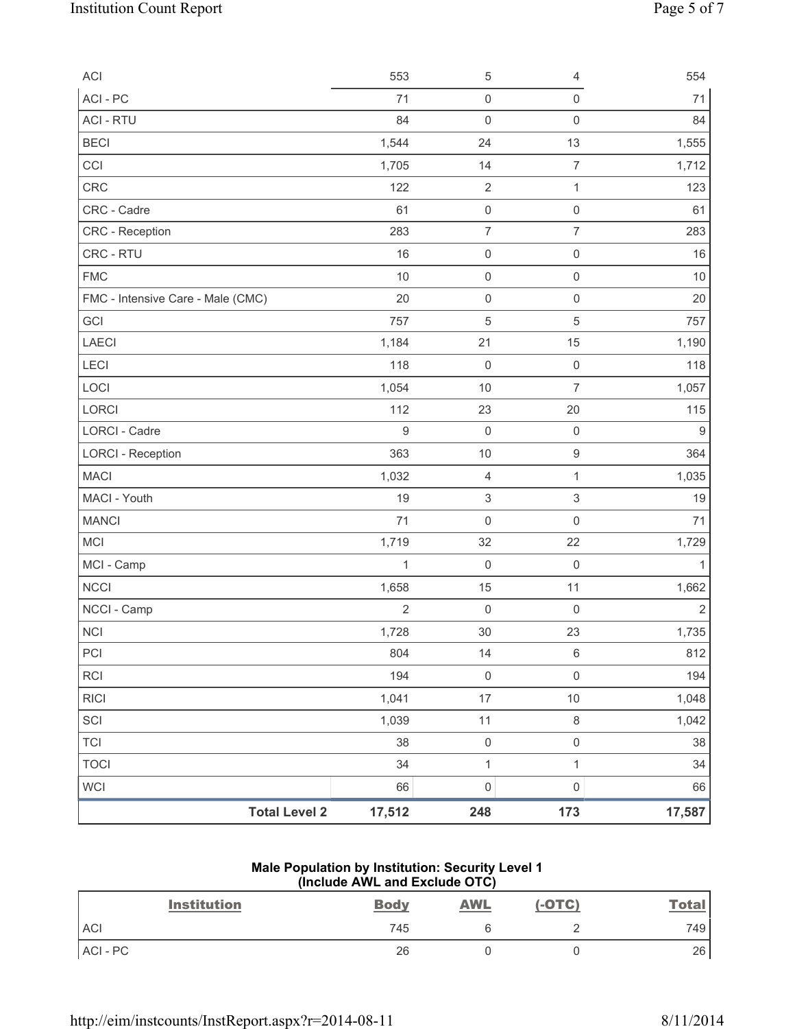| | | | | |
|---|---|---|---|---|
| ACI | 553 | 5 | 4 | 554 |
| ACI - PC | 71 | 0 | 0 | 71 |
| ACI - RTU | 84 | 0 | 0 | 84 |
| BECI | 1,544 | 24 | 13 | 1,555 |
| CCI | 1,705 | 14 | 7 | 1,712 |
| CRC | 122 | 2 | 1 | 123 |
| CRC - Cadre | 61 | 0 | 0 | 61 |
| CRC - Reception | 283 | 7 | 7 | 283 |
| CRC - RTU | 16 | 0 | 0 | 16 |
| FMC | 10 | 0 | 0 | 10 |
| FMC - Intensive Care - Male (CMC) | 20 | 0 | 0 | 20 |
| GCI | 757 | 5 | 5 | 757 |
| LAECI | 1,184 | 21 | 15 | 1,190 |
| LECI | 118 | 0 | 0 | 118 |
| LOCI | 1,054 | 10 | 7 | 1,057 |
| LORCI | 112 | 23 | 20 | 115 |
| LORCI - Cadre | 9 | 0 | 0 | 9 |
| LORCI - Reception | 363 | 10 | 9 | 364 |
| MACI | 1,032 | 4 | 1 | 1,035 |
| MACI - Youth | 19 | 3 | 3 | 19 |
| MANCI | 71 | 0 | 0 | 71 |
| MCI | 1,719 | 32 | 22 | 1,729 |
| MCI - Camp | 1 | 0 | 0 | 1 |
| NCCI | 1,658 | 15 | 11 | 1,662 |
| NCCI - Camp | 2 | 0 | 0 | 2 |
| NCI | 1,728 | 30 | 23 | 1,735 |
| PCI | 804 | 14 | 6 | 812 |
| RCI | 194 | 0 | 0 | 194 |
| RICI | 1,041 | 17 | 10 | 1,048 |
| SCI | 1,039 | 11 | 8 | 1,042 |
| TCI | 38 | 0 | 0 | 38 |
| TOCI | 34 | 1 | 1 | 34 |
| WCI | 66 | 0 | 0 | 66 |
| **Total Level 2** | **17,512** | **248** | **173** | **17,587** |

**Male Population by Institution: Security Level 1**
**(Include AWL and Exclude OTC)**

| Institution | Body | AWL | (-OTC) | Total |
|---|---|---|---|---|
| ACI | 745 | 6 | 2 | 749 |
| ACI - PC | 26 | 0 | 0 | 26 |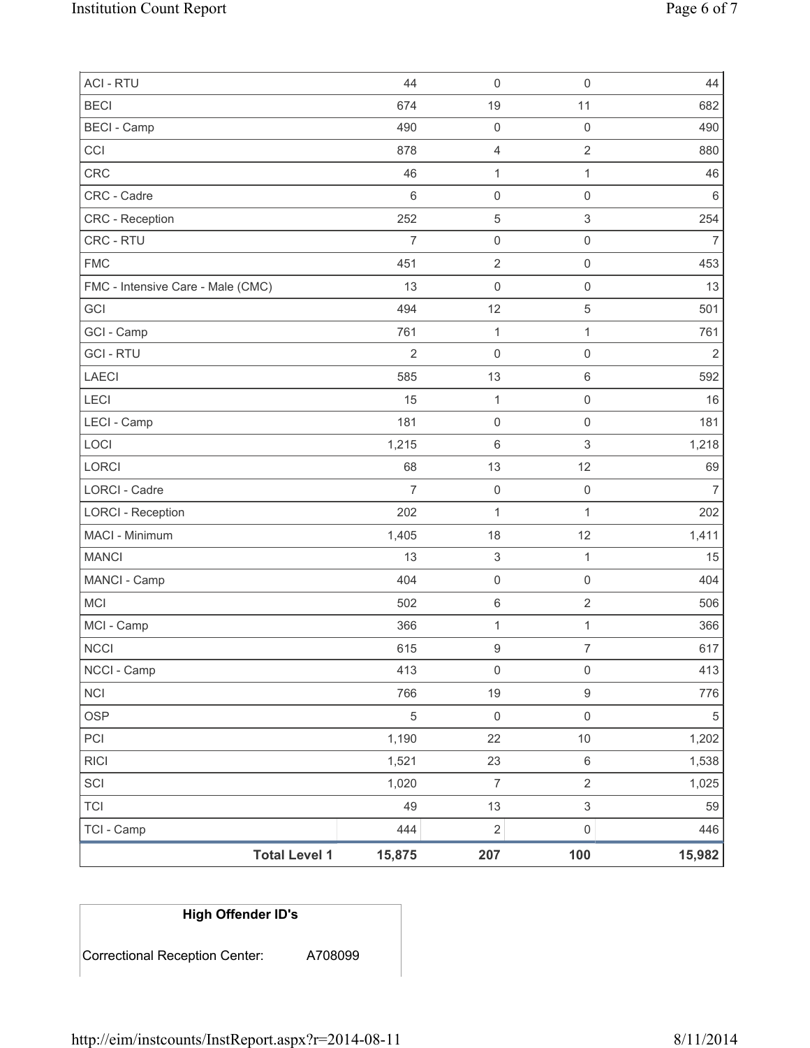| | | | | |
|---|---|---|---|---|
| ACI - RTU | 44 | 0 | 0 | 44 |
| BECI | 674 | 19 | 11 | 682 |
| BECI - Camp | 490 | 0 | 0 | 490 |
| CCI | 878 | 4 | 2 | 880 |
| CRC | 46 | 1 | 1 | 46 |
| CRC - Cadre | 6 | 0 | 0 | 6 |
| CRC - Reception | 252 | 5 | 3 | 254 |
| CRC - RTU | 7 | 0 | 0 | 7 |
| FMC | 451 | 2 | 0 | 453 |
| FMC - Intensive Care - Male (CMC) | 13 | 0 | 0 | 13 |
| GCI | 494 | 12 | 5 | 501 |
| GCI - Camp | 761 | 1 | 1 | 761 |
| GCI - RTU | 2 | 0 | 0 | 2 |
| LAECI | 585 | 13 | 6 | 592 |
| LECI | 15 | 1 | 0 | 16 |
| LECI - Camp | 181 | 0 | 0 | 181 |
| LOCI | 1,215 | 6 | 3 | 1,218 |
| LORCI | 68 | 13 | 12 | 69 |
| LORCI - Cadre | 7 | 0 | 0 | 7 |
| LORCI - Reception | 202 | 1 | 1 | 202 |
| MACI - Minimum | 1,405 | 18 | 12 | 1,411 |
| MANCI | 13 | 3 | 1 | 15 |
| MANCI - Camp | 404 | 0 | 0 | 404 |
| MCI | 502 | 6 | 2 | 506 |
| MCI - Camp | 366 | 1 | 1 | 366 |
| NCCI | 615 | 9 | 7 | 617 |
| NCCI - Camp | 413 | 0 | 0 | 413 |
| NCI | 766 | 19 | 9 | 776 |
| OSP | 5 | 0 | 0 | 5 |
| PCI | 1,190 | 22 | 10 | 1,202 |
| RICI | 1,521 | 23 | 6 | 1,538 |
| SCI | 1,020 | 7 | 2 | 1,025 |
| TCI | 49 | 13 | 3 | 59 |
| TCI - Camp | 444 | 2 | 0 | 446 |
| **Total Level 1** | **15,875** | **207** | **100** | **15,982** |

| High Offender ID's | |
|---|---|
| Correctional Reception Center: | A708099 |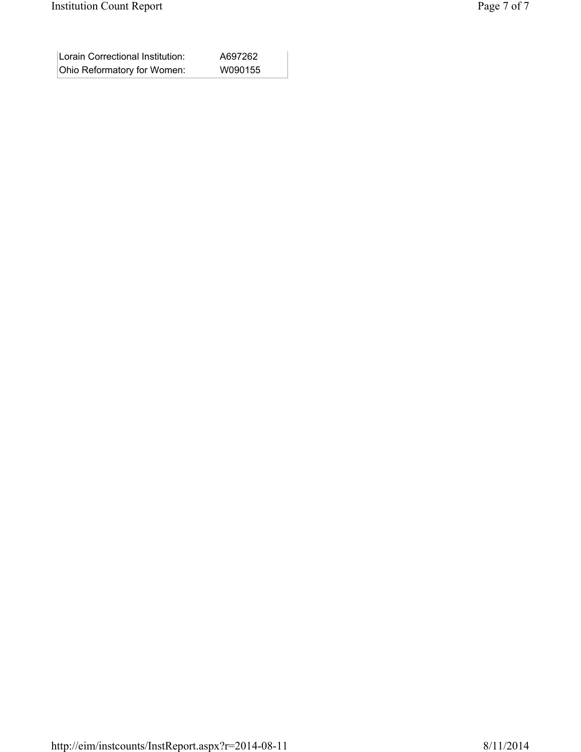| | |
|---|---|
| Lorain Correctional Institution: | A697262 |
| Ohio Reformatory for Women: | W090155 |